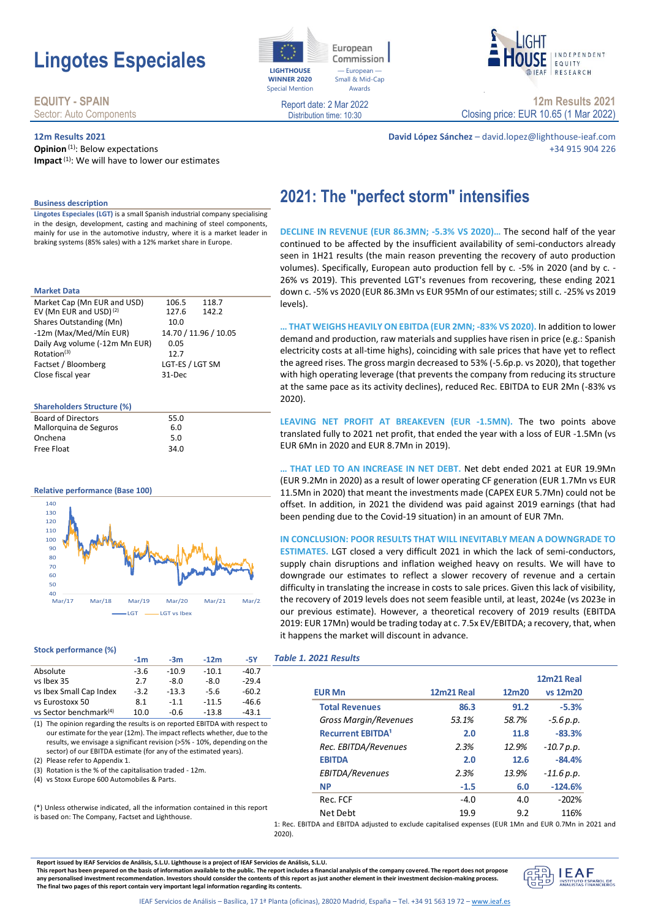# Lingotes Especiales

**EQUITY - SPAIN**
Sector: Auto Components

Report date: 2 Mar 2022
Distribution time: 10:30

**12m Results 2021**
Closing price: EUR 10.65 (1 Mar 2022)

**12m Results 2021**
**Opinion** [(1)]: Below expectations
**Impact** [(1)]: We will have to lower our estimates

**David López Sánchez** – david.lopez@lighthouse-ieaf.com
+34 915 904 226

## 2021: The "perfect storm" intensifies

**DECLINE IN REVENUE (EUR 86.3MN; -5.3% VS 2020)…** The second half of the year continued to be affected by the insufficient availability of semi-conductors already seen in 1H21 results (the main reason preventing the recovery of auto production volumes). Specifically, European auto production fell by c. -5% in 2020 (and by c. -26% vs 2019). This prevented LGT's revenues from recovering, these ending 2021 down c. -5% vs 2020 (EUR 86.3Mn vs EUR 95Mn of our estimates; still c. -25% vs 2019 levels).

**… THAT WEIGHS HEAVILY ON EBITDA (EUR 2MN; -83% VS 2020).** In addition to lower demand and production, raw materials and supplies have risen in price (e.g.: Spanish electricity costs at all-time highs), coinciding with sale prices that have yet to reflect the agreed rises. The gross margin decreased to 53% (-5.6p.p. vs 2020), that together with high operating leverage (that prevents the company from reducing its structure at the same pace as its activity declines), reduced Rec. EBITDA to EUR 2Mn (-83% vs 2020).

**LEAVING NET PROFIT AT BREAKEVEN (EUR -1.5MN).** The two points above translated fully to 2021 net profit, that ended the year with a loss of EUR -1.5Mn (vs EUR 6Mn in 2020 and EUR 8.7Mn in 2019).

**… THAT LED TO AN INCREASE IN NET DEBT.** Net debt ended 2021 at EUR 19.9Mn (EUR 9.2Mn in 2020) as a result of lower operating CF generation (EUR 1.7Mn vs EUR 11.5Mn in 2020) that meant the investments made (CAPEX EUR 5.7Mn) could not be offset. In addition, in 2021 the dividend was paid against 2019 earnings (that had been pending due to the Covid-19 situation) in an amount of EUR 7Mn.

**IN CONCLUSION: POOR RESULTS THAT WILL INEVITABLY MEAN A DOWNGRADE TO ESTIMATES.** LGT closed a very difficult 2021 in which the lack of semi-conductors, supply chain disruptions and inflation weighed heavy on results. We will have to downgrade our estimates to reflect a slower recovery of revenue and a certain difficulty in translating the increase in costs to sale prices. Given this lack of visibility, the recovery of 2019 levels does not seem feasible until, at least, 2024e (vs 2023e in our previous estimate). However, a theoretical recovery of 2019 results (EBITDA 2019: EUR 17Mn) would be trading today at c. 7.5x EV/EBITDA; a recovery, that, when it happens the market will discount in advance.

### Business description

**Lingotes Especiales (LGT)** is a small Spanish industrial company specialising in the design, development, casting and machining of steel components, mainly for use in the automotive industry, where it is a market leader in braking systems (85% sales) with a 12% market share in Europe.

### Market Data

| | | |
|---|---|---|
| Market Cap (Mn EUR and USD) | 106.5 | 118.7 |
| EV (Mn EUR and USD) [(2)] | 127.6 | 142.2 |
| Shares Outstanding (Mn) | 10.0 | |
| -12m (Max/Med/Mín EUR) | 14.70 / 11.96 / 10.05 | |
| Daily Avg volume (-12m Mn EUR) | 0.05 | |
| Rotation[(3)] | 12.7 | |
| Factset / Bloomberg | LGT-ES / LGT SM | |
| Close fiscal year | 31-Dec | |

### Shareholders Structure (%)

| | |
|---|---|
| Board of Directors | 55.0 |
| Mallorquina de Seguros | 6.0 |
| Onchena | 5.0 |
| Free Float | 34.0 |

### Relative performance (Base 100)

Mar/17 – Mar/22; LGT, LGT vs Ibex

### Stock performance (%)

| | -1m | -3m | -12m | -5Y |
|---|---|---|---|---|
| Absolute | -3.6 | -10.9 | -10.1 | -40.7 |
| vs Ibex 35 | 2.7 | -8.0 | -8.0 | -29.4 |
| vs Ibex Small Cap Index | -3.2 | -13.3 | -5.6 | -60.2 |
| vs Eurostoxx 50 | 8.1 | -1.1 | -11.5 | -46.6 |
| vs Sector benchmark[(4)] | 10.0 | -0.6 | -13.8 | -43.1 |

(1) The opinion regarding the results is on reported EBITDA with respect to our estimate for the year (12m). The impact reflects whether, due to the results, we envisage a significant revision (>5% - 10%, depending on the sector) of our EBITDA estimate (for any of the estimated years).
(2) Please refer to Appendix 1.
(3) Rotation is the % of the capitalisation traded - 12m.
(4) vs Stoxx Europe 600 Automobiles & Parts.

(*) Unless otherwise indicated, all the information contained in this report is based on: The Company, Factset and Lighthouse.

*Table 1. 2021 Results*

| EUR Mn | 12m21 Real | 12m20 | 12m21 Real vs 12m20 |
|---|---|---|---|
| **Total Revenues** | **86.3** | **91.2** | **-5.3%** |
| *Gross Margin/Revenues* | *53.1%* | *58.7%* | *-5.6 p.p.* |
| **Recurrent EBITDA[1]** | **2.0** | **11.8** | **-83.3%** |
| *Rec. EBITDA/Revenues* | *2.3%* | *12.9%* | *-10.7 p.p.* |
| **EBITDA** | **2.0** | **12.6** | **-84.4%** |
| *EBITDA/Revenues* | *2.3%* | *13.9%* | *-11.6 p.p.* |
| **NP** | **-1.5** | **6.0** | **-124.6%** |
| Rec. FCF | -4.0 | 4.0 | -202% |
| Net Debt | 19.9 | 9.2 | 116% |

1: Rec. EBITDA and EBITDA adjusted to exclude capitalised expenses (EUR 1Mn and EUR 0.7Mn in 2021 and 2020).

**Report issued by IEAF Servicios de Análisis, S.L.U. Lighthouse is a project of IEAF Servicios de Análisis, S.L.U.**
**This report has been prepared on the basis of information available to the public. The report includes a financial analysis of the company covered. The report does not propose any personalised investment recommendation. Investors should consider the contents of this report as just another element in their investment decision-making process. The final two pages of this report contain very important legal information regarding its contents.**

IEAF Servicios de Análisis – Basílica, 17 1ª Planta (oficinas), 28020 Madrid, España – Tel. +34 91 563 19 72 – www.ieaf.es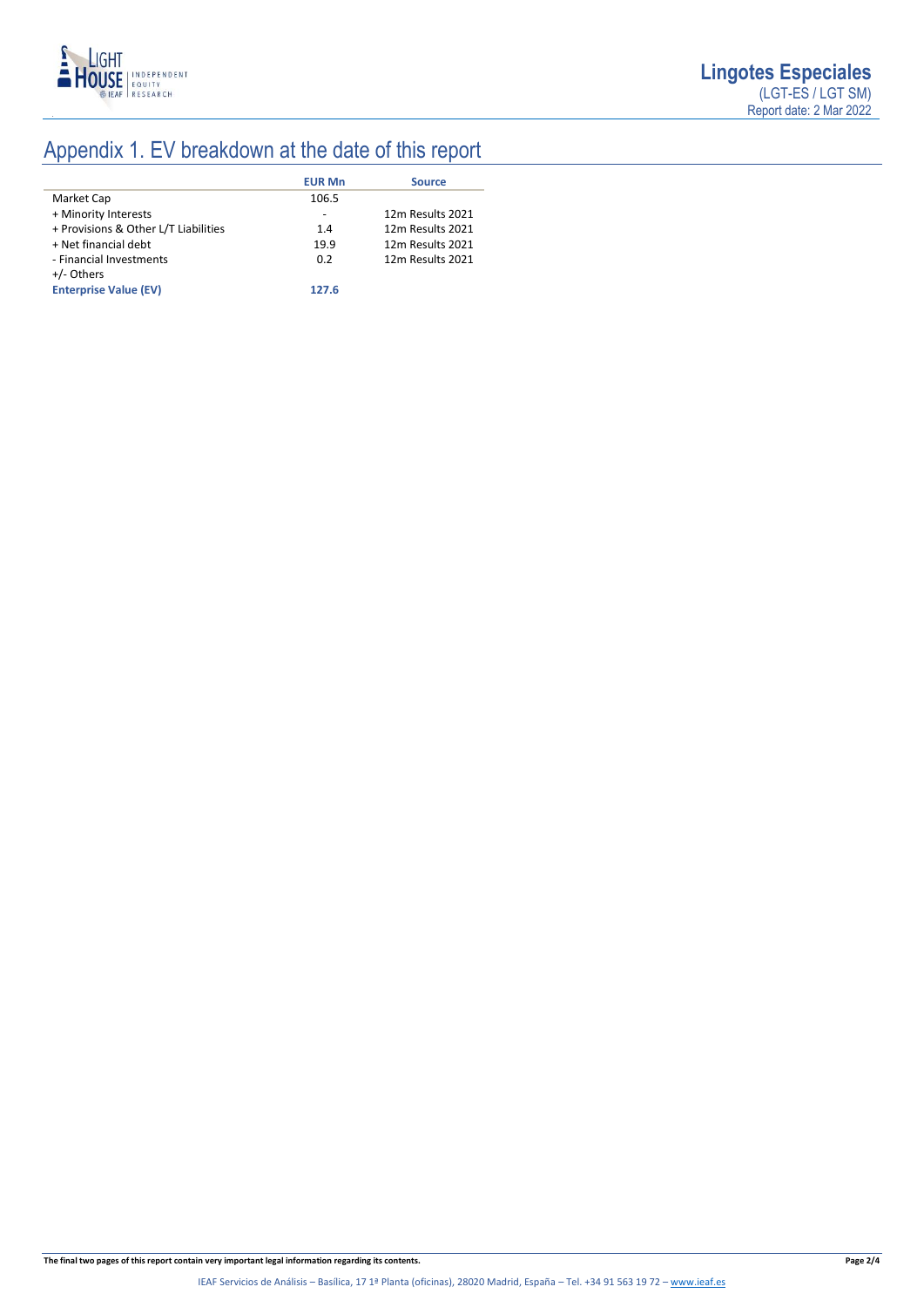# Appendix 1. EV breakdown at the date of this report

| | EUR Mn | Source |
|---|---|---|
| Market Cap | 106.5 | |
| + Minority Interests | - | 12m Results 2021 |
| + Provisions & Other L/T Liabilities | 1.4 | 12m Results 2021 |
| + Net financial debt | 19.9 | 12m Results 2021 |
| - Financial Investments | 0.2 | 12m Results 2021 |
| +/- Others | | |
| **Enterprise Value (EV)** | **127.6** | |

**The final two pages of this report contain very important legal information regarding its contents.**

IEAF Servicios de Análisis – Basílica, 17 1ª Planta (oficinas), 28020 Madrid, España – Tel. +34 91 563 19 72 – www.ieaf.es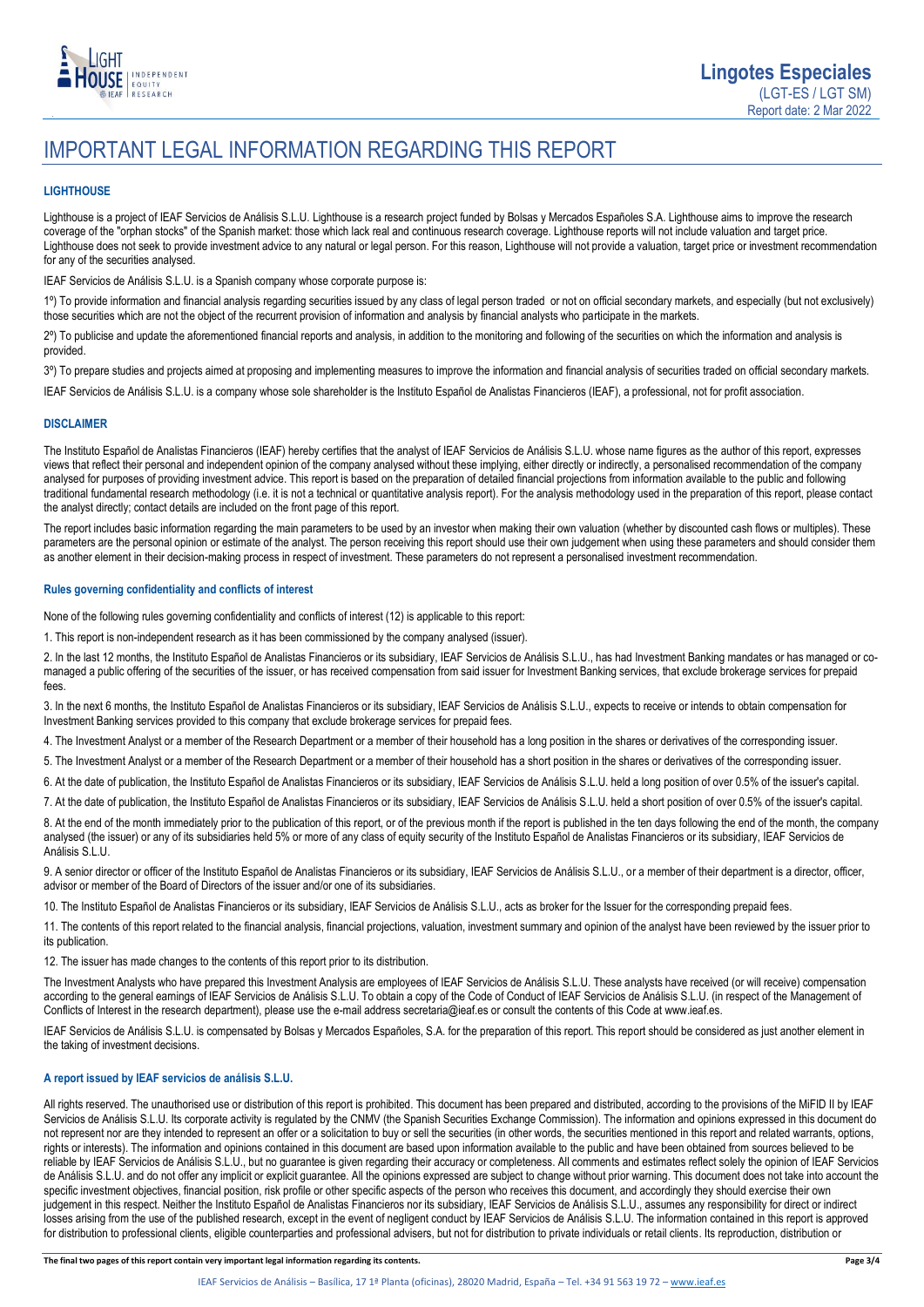# IMPORTANT LEGAL INFORMATION REGARDING THIS REPORT

### LIGHTHOUSE

Lighthouse is a project of IEAF Servicios de Análisis S.L.U. Lighthouse is a research project funded by Bolsas y Mercados Españoles S.A. Lighthouse aims to improve the research coverage of the "orphan stocks" of the Spanish market: those which lack real and continuous research coverage. Lighthouse reports will not include valuation and target price. Lighthouse does not seek to provide investment advice to any natural or legal person. For this reason, Lighthouse will not provide a valuation, target price or investment recommendation for any of the securities analysed.

IEAF Servicios de Análisis S.L.U. is a Spanish company whose corporate purpose is:

1º) To provide information and financial analysis regarding securities issued by any class of legal person traded or not on official secondary markets, and especially (but not exclusively) those securities which are not the object of the recurrent provision of information and analysis by financial analysts who participate in the markets.

2º) To publicise and update the aforementioned financial reports and analysis, in addition to the monitoring and following of the securities on which the information and analysis is provided.

3º) To prepare studies and projects aimed at proposing and implementing measures to improve the information and financial analysis of securities traded on official secondary markets.

IEAF Servicios de Análisis S.L.U. is a company whose sole shareholder is the Instituto Español de Analistas Financieros (IEAF), a professional, not for profit association.

### DISCLAIMER

The Instituto Español de Analistas Financieros (IEAF) hereby certifies that the analyst of IEAF Servicios de Análisis S.L.U. whose name figures as the author of this report, expresses views that reflect their personal and independent opinion of the company analysed without these implying, either directly or indirectly, a personalised recommendation of the company analysed for purposes of providing investment advice. This report is based on the preparation of detailed financial projections from information available to the public and following traditional fundamental research methodology (i.e. it is not a technical or quantitative analysis report). For the analysis methodology used in the preparation of this report, please contact the analyst directly; contact details are included on the front page of this report.

The report includes basic information regarding the main parameters to be used by an investor when making their own valuation (whether by discounted cash flows or multiples). These parameters are the personal opinion or estimate of the analyst. The person receiving this report should use their own judgement when using these parameters and should consider them as another element in their decision-making process in respect of investment. These parameters do not represent a personalised investment recommendation.

### Rules governing confidentiality and conflicts of interest

None of the following rules governing confidentiality and conflicts of interest (12) is applicable to this report:

1. This report is non-independent research as it has been commissioned by the company analysed (issuer).

2. In the last 12 months, the Instituto Español de Analistas Financieros or its subsidiary, IEAF Servicios de Análisis S.L.U., has had Investment Banking mandates or has managed or co-managed a public offering of the securities of the issuer, or has received compensation from said issuer for Investment Banking services, that exclude brokerage services for prepaid fees.

3. In the next 6 months, the Instituto Español de Analistas Financieros or its subsidiary, IEAF Servicios de Análisis S.L.U., expects to receive or intends to obtain compensation for Investment Banking services provided to this company that exclude brokerage services for prepaid fees.

4. The Investment Analyst or a member of the Research Department or a member of their household has a long position in the shares or derivatives of the corresponding issuer.

5. The Investment Analyst or a member of the Research Department or a member of their household has a short position in the shares or derivatives of the corresponding issuer.

6. At the date of publication, the Instituto Español de Analistas Financieros or its subsidiary, IEAF Servicios de Análisis S.L.U. held a long position of over 0.5% of the issuer's capital.

7. At the date of publication, the Instituto Español de Analistas Financieros or its subsidiary, IEAF Servicios de Análisis S.L.U. held a short position of over 0.5% of the issuer's capital.

8. At the end of the month immediately prior to the publication of this report, or of the previous month if the report is published in the ten days following the end of the month, the company analysed (the issuer) or any of its subsidiaries held 5% or more of any class of equity security of the Instituto Español de Analistas Financieros or its subsidiary, IEAF Servicios de Análisis S.L.U.

9. A senior director or officer of the Instituto Español de Analistas Financieros or its subsidiary, IEAF Servicios de Análisis S.L.U., or a member of their department is a director, officer, advisor or member of the Board of Directors of the issuer and/or one of its subsidiaries.

10. The Instituto Español de Analistas Financieros or its subsidiary, IEAF Servicios de Análisis S.L.U., acts as broker for the Issuer for the corresponding prepaid fees.

11. The contents of this report related to the financial analysis, financial projections, valuation, investment summary and opinion of the analyst have been reviewed by the issuer prior to its publication.

12. The issuer has made changes to the contents of this report prior to its distribution.

The Investment Analysts who have prepared this Investment Analysis are employees of IEAF Servicios de Análisis S.L.U. These analysts have received (or will receive) compensation according to the general earnings of IEAF Servicios de Análisis S.L.U. To obtain a copy of the Code of Conduct of IEAF Servicios de Análisis S.L.U. (in respect of the Management of Conflicts of Interest in the research department), please use the e-mail address secretaria@ieaf.es or consult the contents of this Code at www.ieaf.es.

IEAF Servicios de Análisis S.L.U. is compensated by Bolsas y Mercados Españoles, S.A. for the preparation of this report. This report should be considered as just another element in the taking of investment decisions.

### A report issued by IEAF servicios de análisis S.L.U.

All rights reserved. The unauthorised use or distribution of this report is prohibited. This document has been prepared and distributed, according to the provisions of the MiFID II by IEAF Servicios de Análisis S.L.U. Its corporate activity is regulated by the CNMV (the Spanish Securities Exchange Commission). The information and opinions expressed in this document do not represent nor are they intended to represent an offer or a solicitation to buy or sell the securities (in other words, the securities mentioned in this report and related warrants, options, rights or interests). The information and opinions contained in this document are based upon information available to the public and have been obtained from sources believed to be reliable by IEAF Servicios de Análisis S.L.U., but no guarantee is given regarding their accuracy or completeness. All comments and estimates reflect solely the opinion of IEAF Servicios de Análisis S.L.U. and do not offer any implicit or explicit guarantee. All the opinions expressed are subject to change without prior warning. This document does not take into account the specific investment objectives, financial position, risk profile or other specific aspects of the person who receives this document, and accordingly they should exercise their own judgement in this respect. Neither the Instituto Español de Analistas Financieros nor its subsidiary, IEAF Servicios de Análisis S.L.U., assumes any responsibility for direct or indirect losses arising from the use of the published research, except in the event of negligent conduct by IEAF Servicios de Análisis S.L.U. The information contained in this report is approved for distribution to professional clients, eligible counterparties and professional advisers, but not for distribution to private individuals or retail clients. Its reproduction, distribution or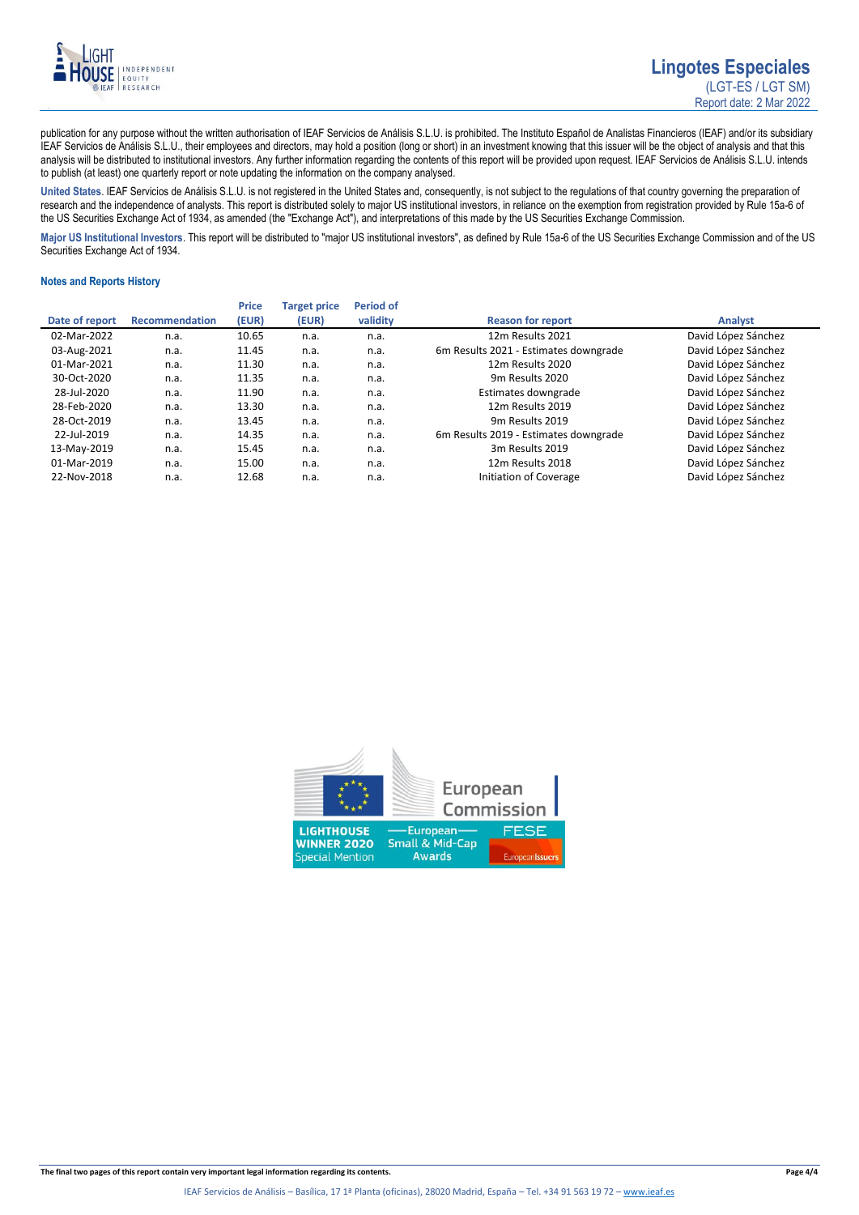publication for any purpose without the written authorisation of IEAF Servicios de Análisis S.L.U. is prohibited. The Instituto Español de Analistas Financieros (IEAF) and/or its subsidiary IEAF Servicios de Análisis S.L.U., their employees and directors, may hold a position (long or short) in an investment knowing that this issuer will be the object of analysis and that this analysis will be distributed to institutional investors. Any further information regarding the contents of this report will be provided upon request. IEAF Servicios de Análisis S.L.U. intends to publish (at least) one quarterly report or note updating the information on the company analysed.

**United States.** IEAF Servicios de Análisis S.L.U. is not registered in the United States and, consequently, is not subject to the regulations of that country governing the preparation of research and the independence of analysts. This report is distributed solely to major US institutional investors, in reliance on the exemption from registration provided by Rule 15a-6 of the US Securities Exchange Act of 1934, as amended (the "Exchange Act"), and interpretations of this made by the US Securities Exchange Commission.

**Major US Institutional Investors.** This report will be distributed to "major US institutional investors", as defined by Rule 15a-6 of the US Securities Exchange Commission and of the US Securities Exchange Act of 1934.

### Notes and Reports History

| Date of report | Recommendation | Price (EUR) | Target price (EUR) | Period of validity | Reason for report | Analyst |
|---|---|---|---|---|---|---|
| 02-Mar-2022 | n.a. | 10.65 | n.a. | n.a. | 12m Results 2021 | David López Sánchez |
| 03-Aug-2021 | n.a. | 11.45 | n.a. | n.a. | 6m Results 2021 - Estimates downgrade | David López Sánchez |
| 01-Mar-2021 | n.a. | 11.30 | n.a. | n.a. | 12m Results 2020 | David López Sánchez |
| 30-Oct-2020 | n.a. | 11.35 | n.a. | n.a. | 9m Results 2020 | David López Sánchez |
| 28-Jul-2020 | n.a. | 11.90 | n.a. | n.a. | Estimates downgrade | David López Sánchez |
| 28-Feb-2020 | n.a. | 13.30 | n.a. | n.a. | 12m Results 2019 | David López Sánchez |
| 28-Oct-2019 | n.a. | 13.45 | n.a. | n.a. | 9m Results 2019 | David López Sánchez |
| 22-Jul-2019 | n.a. | 14.35 | n.a. | n.a. | 6m Results 2019 - Estimates downgrade | David López Sánchez |
| 13-May-2019 | n.a. | 15.45 | n.a. | n.a. | 3m Results 2019 | David López Sánchez |
| 01-Mar-2019 | n.a. | 15.00 | n.a. | n.a. | 12m Results 2018 | David López Sánchez |
| 22-Nov-2018 | n.a. | 12.68 | n.a. | n.a. | Initiation of Coverage | David López Sánchez |

European Commission

LIGHTHOUSE WINNER 2020 Special Mention

European Small & Mid-Cap Awards

FESE

EuropeanIssuers